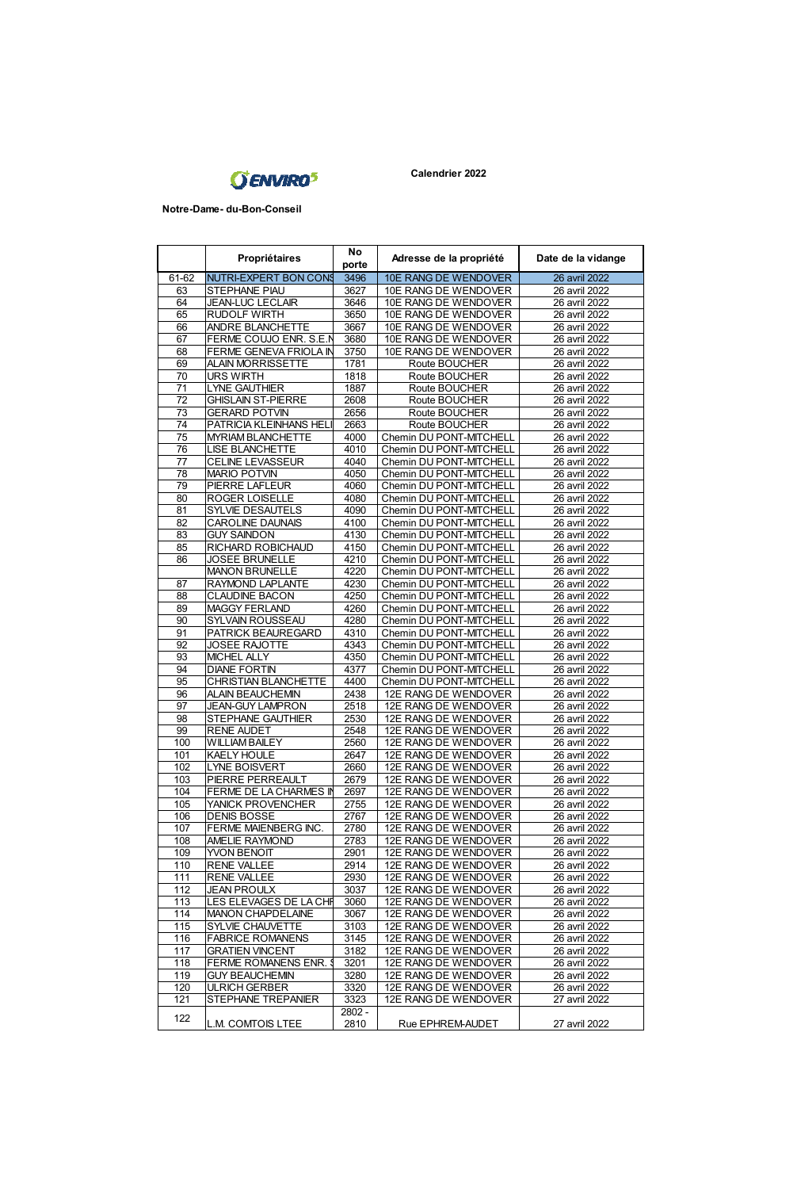ENVIRO5

**Calendrier 2022**

**Notre-Dame- du-Bon-Conseil**

| | Propriétaires | No porte | Adresse de la propriété | Date de la vidange |
|---|---|---|---|---|
| 61-62 | NUTRI-EXPERT BON CONS | 3496 | 10E RANG DE WENDOVER | 26 avril 2022 |
| 63 | STEPHANE PIAU | 3627 | 10E RANG DE WENDOVER | 26 avril 2022 |
| 64 | JEAN-LUC LECLAIR | 3646 | 10E RANG DE WENDOVER | 26 avril 2022 |
| 65 | RUDOLF WIRTH | 3650 | 10E RANG DE WENDOVER | 26 avril 2022 |
| 66 | ANDRE BLANCHETTE | 3667 | 10E RANG DE WENDOVER | 26 avril 2022 |
| 67 | FERME COUJO ENR. S.E.N | 3680 | 10E RANG DE WENDOVER | 26 avril 2022 |
| 68 | FERME GENEVA FRIOLA IN | 3750 | 10E RANG DE WENDOVER | 26 avril 2022 |
| 69 | ALAIN MORRISSETTE | 1781 | Route BOUCHER | 26 avril 2022 |
| 70 | URS WIRTH | 1818 | Route BOUCHER | 26 avril 2022 |
| 71 | LYNE GAUTHIER | 1887 | Route BOUCHER | 26 avril 2022 |
| 72 | GHISLAIN ST-PIERRE | 2608 | Route BOUCHER | 26 avril 2022 |
| 73 | GERARD POTVIN | 2656 | Route BOUCHER | 26 avril 2022 |
| 74 | PATRICIA KLEINHANS HELI | 2663 | Route BOUCHER | 26 avril 2022 |
| 75 | MYRIAM BLANCHETTE | 4000 | Chemin DU PONT-MITCHELL | 26 avril 2022 |
| 76 | LISE BLANCHETTE | 4010 | Chemin DU PONT-MITCHELL | 26 avril 2022 |
| 77 | CELINE LEVASSEUR | 4040 | Chemin DU PONT-MITCHELL | 26 avril 2022 |
| 78 | MARIO POTVIN | 4050 | Chemin DU PONT-MITCHELL | 26 avril 2022 |
| 79 | PIERRE LAFLEUR | 4060 | Chemin DU PONT-MITCHELL | 26 avril 2022 |
| 80 | ROGER LOISELLE | 4080 | Chemin DU PONT-MITCHELL | 26 avril 2022 |
| 81 | SYLVIE DESAUTELS | 4090 | Chemin DU PONT-MITCHELL | 26 avril 2022 |
| 82 | CAROLINE DAUNAIS | 4100 | Chemin DU PONT-MITCHELL | 26 avril 2022 |
| 83 | GUY SAINDON | 4130 | Chemin DU PONT-MITCHELL | 26 avril 2022 |
| 85 | RICHARD ROBICHAUD | 4150 | Chemin DU PONT-MITCHELL | 26 avril 2022 |
| 86 | JOSEE BRUNELLE | 4210 | Chemin DU PONT-MITCHELL | 26 avril 2022 |
| | MANON BRUNELLE | 4220 | Chemin DU PONT-MITCHELL | 26 avril 2022 |
| 87 | RAYMOND LAPLANTE | 4230 | Chemin DU PONT-MITCHELL | 26 avril 2022 |
| 88 | CLAUDINE BACON | 4250 | Chemin DU PONT-MITCHELL | 26 avril 2022 |
| 89 | MAGGY FERLAND | 4260 | Chemin DU PONT-MITCHELL | 26 avril 2022 |
| 90 | SYLVAIN ROUSSEAU | 4280 | Chemin DU PONT-MITCHELL | 26 avril 2022 |
| 91 | PATRICK BEAUREGARD | 4310 | Chemin DU PONT-MITCHELL | 26 avril 2022 |
| 92 | JOSEE RAJOTTE | 4343 | Chemin DU PONT-MITCHELL | 26 avril 2022 |
| 93 | MICHEL ALLY | 4350 | Chemin DU PONT-MITCHELL | 26 avril 2022 |
| 94 | DIANE FORTIN | 4377 | Chemin DU PONT-MITCHELL | 26 avril 2022 |
| 95 | CHRISTIAN BLANCHETTE | 4400 | Chemin DU PONT-MITCHELL | 26 avril 2022 |
| 96 | ALAIN BEAUCHEMIN | 2438 | 12E RANG DE WENDOVER | 26 avril 2022 |
| 97 | JEAN-GUY LAMPRON | 2518 | 12E RANG DE WENDOVER | 26 avril 2022 |
| 98 | STEPHANE GAUTHIER | 2530 | 12E RANG DE WENDOVER | 26 avril 2022 |
| 99 | RENE AUDET | 2548 | 12E RANG DE WENDOVER | 26 avril 2022 |
| 100 | WILLIAM BAILEY | 2560 | 12E RANG DE WENDOVER | 26 avril 2022 |
| 101 | KAELY HOULE | 2647 | 12E RANG DE WENDOVER | 26 avril 2022 |
| 102 | LYNE BOISVERT | 2660 | 12E RANG DE WENDOVER | 26 avril 2022 |
| 103 | PIERRE PERREAULT | 2679 | 12E RANG DE WENDOVER | 26 avril 2022 |
| 104 | FERME DE LA CHARMES IN | 2697 | 12E RANG DE WENDOVER | 26 avril 2022 |
| 105 | YANICK PROVENCHER | 2755 | 12E RANG DE WENDOVER | 26 avril 2022 |
| 106 | DENIS BOSSE | 2767 | 12E RANG DE WENDOVER | 26 avril 2022 |
| 107 | FERME MAIENBERG INC. | 2780 | 12E RANG DE WENDOVER | 26 avril 2022 |
| 108 | AMELIE RAYMOND | 2783 | 12E RANG DE WENDOVER | 26 avril 2022 |
| 109 | YVON BENOIT | 2901 | 12E RANG DE WENDOVER | 26 avril 2022 |
| 110 | RENE VALLEE | 2914 | 12E RANG DE WENDOVER | 26 avril 2022 |
| 111 | RENE VALLEE | 2930 | 12E RANG DE WENDOVER | 26 avril 2022 |
| 112 | JEAN PROULX | 3037 | 12E RANG DE WENDOVER | 26 avril 2022 |
| 113 | LES ELEVAGES DE LA CHF | 3060 | 12E RANG DE WENDOVER | 26 avril 2022 |
| 114 | MANON CHAPDELAINE | 3067 | 12E RANG DE WENDOVER | 26 avril 2022 |
| 115 | SYLVIE CHAUVETTE | 3103 | 12E RANG DE WENDOVER | 26 avril 2022 |
| 116 | FABRICE ROMANENS | 3145 | 12E RANG DE WENDOVER | 26 avril 2022 |
| 117 | GRATIEN VINCENT | 3182 | 12E RANG DE WENDOVER | 26 avril 2022 |
| 118 | FERME ROMANENS ENR. S | 3201 | 12E RANG DE WENDOVER | 26 avril 2022 |
| 119 | GUY BEAUCHEMIN | 3280 | 12E RANG DE WENDOVER | 26 avril 2022 |
| 120 | ULRICH GERBER | 3320 | 12E RANG DE WENDOVER | 26 avril 2022 |
| 121 | STEPHANE TREPANIER | 3323 | 12E RANG DE WENDOVER | 27 avril 2022 |
| 122 | L.M. COMTOIS LTEE | 2802 - 2810 | Rue EPHREM-AUDET | 27 avril 2022 |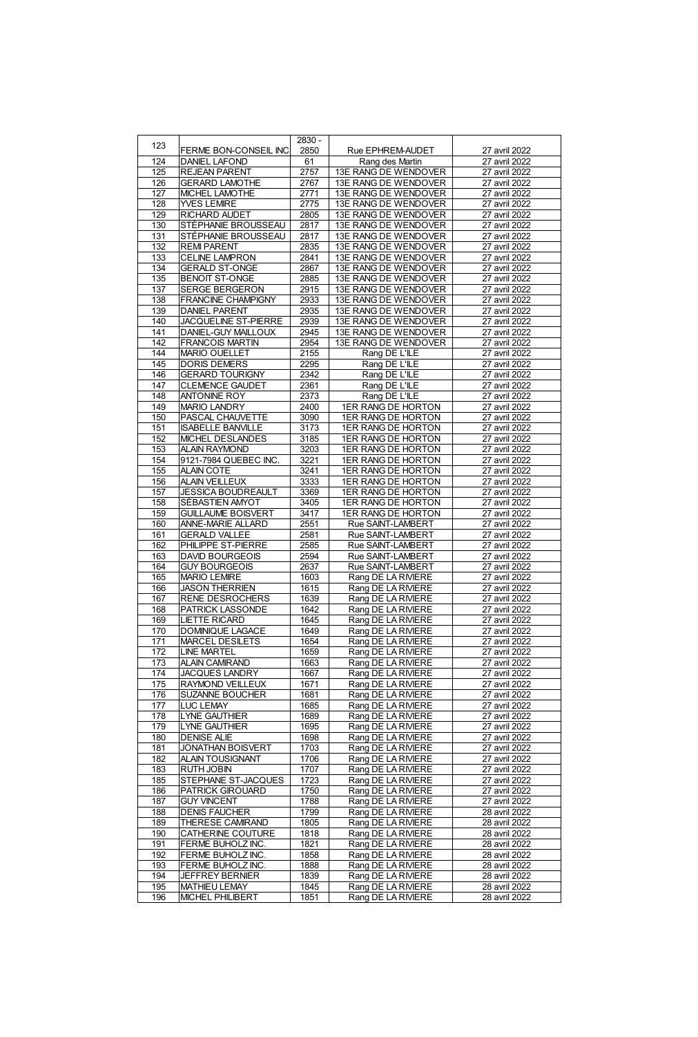| 123 | FERME BON-CONSEIL INC | 2830 - 2850 | Rue EPHREM-AUDET | 27 avril 2022 |
|---|---|---|---|---|
| 124 | DANIEL LAFOND | 61 | Rang des Martin | 27 avril 2022 |
| 125 | REJEAN PARENT | 2757 | 13E RANG DE WENDOVER | 27 avril 2022 |
| 126 | GERARD LAMOTHE | 2767 | 13E RANG DE WENDOVER | 27 avril 2022 |
| 127 | MICHEL LAMOTHE | 2771 | 13E RANG DE WENDOVER | 27 avril 2022 |
| 128 | YVES LEMIRE | 2775 | 13E RANG DE WENDOVER | 27 avril 2022 |
| 129 | RICHARD AUDET | 2805 | 13E RANG DE WENDOVER | 27 avril 2022 |
| 130 | STÉPHANIE BROUSSEAU | 2817 | 13E RANG DE WENDOVER | 27 avril 2022 |
| 131 | STÉPHANIE BROUSSEAU | 2817 | 13E RANG DE WENDOVER | 27 avril 2022 |
| 132 | REMI PARENT | 2835 | 13E RANG DE WENDOVER | 27 avril 2022 |
| 133 | CELINE LAMPRON | 2841 | 13E RANG DE WENDOVER | 27 avril 2022 |
| 134 | GERALD ST-ONGE | 2867 | 13E RANG DE WENDOVER | 27 avril 2022 |
| 135 | BENOIT ST-ONGE | 2885 | 13E RANG DE WENDOVER | 27 avril 2022 |
| 137 | SERGE BERGERON | 2915 | 13E RANG DE WENDOVER | 27 avril 2022 |
| 138 | FRANCINE CHAMPIGNY | 2933 | 13E RANG DE WENDOVER | 27 avril 2022 |
| 139 | DANIEL PARENT | 2935 | 13E RANG DE WENDOVER | 27 avril 2022 |
| 140 | JACQUELINE ST-PIERRE | 2939 | 13E RANG DE WENDOVER | 27 avril 2022 |
| 141 | DANIEL-GUY MAILLOUX | 2945 | 13E RANG DE WENDOVER | 27 avril 2022 |
| 142 | FRANCOIS MARTIN | 2954 | 13E RANG DE WENDOVER | 27 avril 2022 |
| 144 | MARIO OUELLET | 2155 | Rang DE L'ILE | 27 avril 2022 |
| 145 | DORIS DEMERS | 2295 | Rang DE L'ILE | 27 avril 2022 |
| 146 | GERARD TOURIGNY | 2342 | Rang DE L'ILE | 27 avril 2022 |
| 147 | CLEMENCE GAUDET | 2361 | Rang DE L'ILE | 27 avril 2022 |
| 148 | ANTONINE ROY | 2373 | Rang DE L'ILE | 27 avril 2022 |
| 149 | MARIO LANDRY | 2400 | 1ER RANG DE HORTON | 27 avril 2022 |
| 150 | PASCAL CHAUVETTE | 3090 | 1ER RANG DE HORTON | 27 avril 2022 |
| 151 | ISABELLE BANVILLE | 3173 | 1ER RANG DE HORTON | 27 avril 2022 |
| 152 | MICHEL DESLANDES | 3185 | 1ER RANG DE HORTON | 27 avril 2022 |
| 153 | ALAIN RAYMOND | 3203 | 1ER RANG DE HORTON | 27 avril 2022 |
| 154 | 9121-7984 QUEBEC INC. | 3221 | 1ER RANG DE HORTON | 27 avril 2022 |
| 155 | ALAIN COTE | 3241 | 1ER RANG DE HORTON | 27 avril 2022 |
| 156 | ALAIN VEILLEUX | 3333 | 1ER RANG DE HORTON | 27 avril 2022 |
| 157 | JESSICA BOUDREAULT | 3369 | 1ER RANG DE HORTON | 27 avril 2022 |
| 158 | SÉBASTIEN AMYOT | 3405 | 1ER RANG DE HORTON | 27 avril 2022 |
| 159 | GUILLAUME BOISVERT | 3417 | 1ER RANG DE HORTON | 27 avril 2022 |
| 160 | ANNE-MARIE ALLARD | 2551 | Rue SAINT-LAMBERT | 27 avril 2022 |
| 161 | GERALD VALLEE | 2581 | Rue SAINT-LAMBERT | 27 avril 2022 |
| 162 | PHILIPPE ST-PIERRE | 2585 | Rue SAINT-LAMBERT | 27 avril 2022 |
| 163 | DAVID BOURGEOIS | 2594 | Rue SAINT-LAMBERT | 27 avril 2022 |
| 164 | GUY BOURGEOIS | 2637 | Rue SAINT-LAMBERT | 27 avril 2022 |
| 165 | MARIO LEMIRE | 1603 | Rang DE LA RIVIERE | 27 avril 2022 |
| 166 | JASON THERRIEN | 1615 | Rang DE LA RIVIERE | 27 avril 2022 |
| 167 | RENE DESROCHERS | 1639 | Rang DE LA RIVIERE | 27 avril 2022 |
| 168 | PATRICK LASSONDE | 1642 | Rang DE LA RIVIERE | 27 avril 2022 |
| 169 | LIETTE RICARD | 1645 | Rang DE LA RIVIERE | 27 avril 2022 |
| 170 | DOMINIQUE LAGACE | 1649 | Rang DE LA RIVIERE | 27 avril 2022 |
| 171 | MARCEL DESILETS | 1654 | Rang DE LA RIVIERE | 27 avril 2022 |
| 172 | LINE MARTEL | 1659 | Rang DE LA RIVIERE | 27 avril 2022 |
| 173 | ALAIN CAMIRAND | 1663 | Rang DE LA RIVIERE | 27 avril 2022 |
| 174 | JACQUES LANDRY | 1667 | Rang DE LA RIVIERE | 27 avril 2022 |
| 175 | RAYMOND VEILLEUX | 1671 | Rang DE LA RIVIERE | 27 avril 2022 |
| 176 | SUZANNE BOUCHER | 1681 | Rang DE LA RIVIERE | 27 avril 2022 |
| 177 | LUC LEMAY | 1685 | Rang DE LA RIVIERE | 27 avril 2022 |
| 178 | LYNE GAUTHIER | 1689 | Rang DE LA RIVIERE | 27 avril 2022 |
| 179 | LYNE GAUTHIER | 1695 | Rang DE LA RIVIERE | 27 avril 2022 |
| 180 | DENISE ALIE | 1698 | Rang DE LA RIVIERE | 27 avril 2022 |
| 181 | JONATHAN BOISVERT | 1703 | Rang DE LA RIVIERE | 27 avril 2022 |
| 182 | ALAIN TOUSIGNANT | 1706 | Rang DE LA RIVIERE | 27 avril 2022 |
| 183 | RUTH JOBIN | 1707 | Rang DE LA RIVIERE | 27 avril 2022 |
| 185 | STEPHANE ST-JACQUES | 1723 | Rang DE LA RIVIERE | 27 avril 2022 |
| 186 | PATRICK GIROUARD | 1750 | Rang DE LA RIVIERE | 27 avril 2022 |
| 187 | GUY VINCENT | 1788 | Rang DE LA RIVIERE | 27 avril 2022 |
| 188 | DENIS FAUCHER | 1799 | Rang DE LA RIVIERE | 28 avril 2022 |
| 189 | THERESE CAMIRAND | 1805 | Rang DE LA RIVIERE | 28 avril 2022 |
| 190 | CATHERINE COUTURE | 1818 | Rang DE LA RIVIERE | 28 avril 2022 |
| 191 | FERME BUHOLZ INC. | 1821 | Rang DE LA RIVIERE | 28 avril 2022 |
| 192 | FERME BUHOLZ INC. | 1858 | Rang DE LA RIVIERE | 28 avril 2022 |
| 193 | FERME BUHOLZ INC. | 1888 | Rang DE LA RIVIERE | 28 avril 2022 |
| 194 | JEFFREY BERNIER | 1839 | Rang DE LA RIVIERE | 28 avril 2022 |
| 195 | MATHIEU LEMAY | 1845 | Rang DE LA RIVIERE | 28 avril 2022 |
| 196 | MICHEL PHILIBERT | 1851 | Rang DE LA RIVIERE | 28 avril 2022 |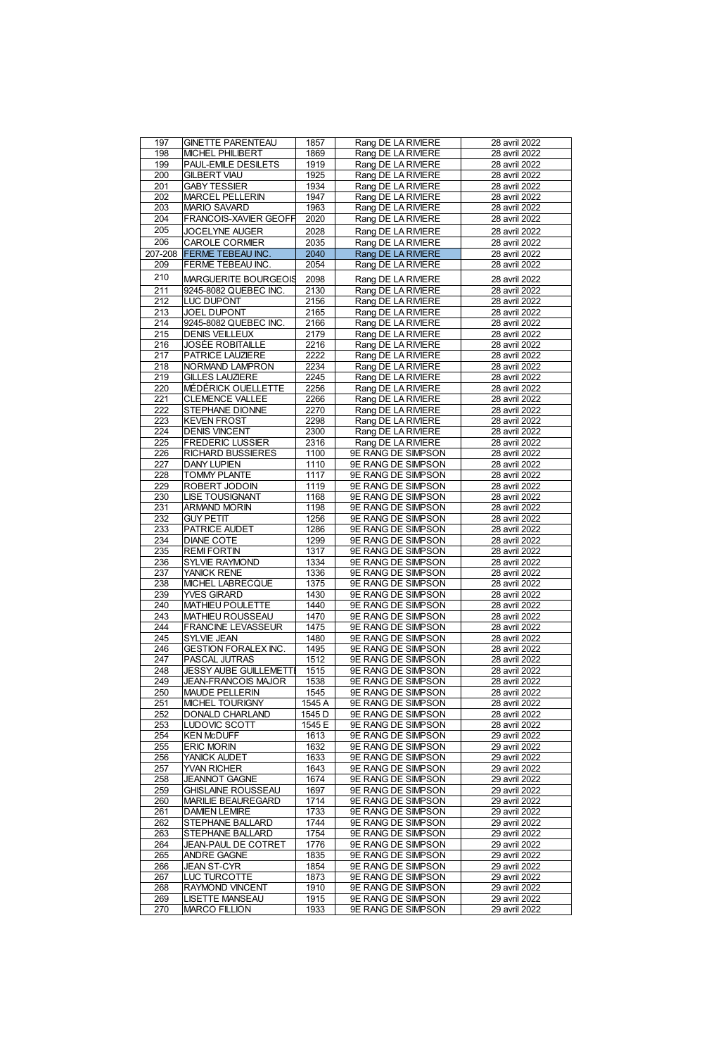| | | | | |
|---|---|---|---|---|
| 197 | GINETTE PARENTEAU | 1857 | Rang DE LA RIVIERE | 28 avril 2022 |
| 198 | MICHEL PHILIBERT | 1869 | Rang DE LA RIVIERE | 28 avril 2022 |
| 199 | PAUL-EMILE DESILETS | 1919 | Rang DE LA RIVIERE | 28 avril 2022 |
| 200 | GILBERT VIAU | 1925 | Rang DE LA RIVIERE | 28 avril 2022 |
| 201 | GABY TESSIER | 1934 | Rang DE LA RIVIERE | 28 avril 2022 |
| 202 | MARCEL PELLERIN | 1947 | Rang DE LA RIVIERE | 28 avril 2022 |
| 203 | MARIO SAVARD | 1963 | Rang DE LA RIVIERE | 28 avril 2022 |
| 204 | FRANCOIS-XAVIER GEOFF | 2020 | Rang DE LA RIVIERE | 28 avril 2022 |
| 205 | JOCELYNE AUGER | 2028 | Rang DE LA RIVIERE | 28 avril 2022 |
| 206 | CAROLE CORMIER | 2035 | Rang DE LA RIVIERE | 28 avril 2022 |
| 207-208 | FERME TEBEAU INC. | 2040 | Rang DE LA RIVIERE | 28 avril 2022 |
| 209 | FERME TEBEAU INC. | 2054 | Rang DE LA RIVIERE | 28 avril 2022 |
| 210 | MARGUERITE BOURGEOIS | 2098 | Rang DE LA RIVIERE | 28 avril 2022 |
| 211 | 9245-8082 QUEBEC INC. | 2130 | Rang DE LA RIVIERE | 28 avril 2022 |
| 212 | LUC DUPONT | 2156 | Rang DE LA RIVIERE | 28 avril 2022 |
| 213 | JOEL DUPONT | 2165 | Rang DE LA RIVIERE | 28 avril 2022 |
| 214 | 9245-8082 QUEBEC INC. | 2166 | Rang DE LA RIVIERE | 28 avril 2022 |
| 215 | DENIS VEILLEUX | 2179 | Rang DE LA RIVIERE | 28 avril 2022 |
| 216 | JOSÉE ROBITAILLE | 2216 | Rang DE LA RIVIERE | 28 avril 2022 |
| 217 | PATRICE LAUZIERE | 2222 | Rang DE LA RIVIERE | 28 avril 2022 |
| 218 | NORMAND LAMPRON | 2234 | Rang DE LA RIVIERE | 28 avril 2022 |
| 219 | GILLES LAUZIERE | 2245 | Rang DE LA RIVIERE | 28 avril 2022 |
| 220 | MÉDÉRICK OUELLETTE | 2256 | Rang DE LA RIVIERE | 28 avril 2022 |
| 221 | CLEMENCE VALLEE | 2266 | Rang DE LA RIVIERE | 28 avril 2022 |
| 222 | STEPHANE DIONNE | 2270 | Rang DE LA RIVIERE | 28 avril 2022 |
| 223 | KEVEN FROST | 2298 | Rang DE LA RIVIERE | 28 avril 2022 |
| 224 | DENIS VINCENT | 2300 | Rang DE LA RIVIERE | 28 avril 2022 |
| 225 | FREDERIC LUSSIER | 2316 | Rang DE LA RIVIERE | 28 avril 2022 |
| 226 | RICHARD BUSSIERES | 1100 | 9E RANG DE SIMPSON | 28 avril 2022 |
| 227 | DANY LUPIEN | 1110 | 9E RANG DE SIMPSON | 28 avril 2022 |
| 228 | TOMMY PLANTE | 1117 | 9E RANG DE SIMPSON | 28 avril 2022 |
| 229 | ROBERT JODOIN | 1119 | 9E RANG DE SIMPSON | 28 avril 2022 |
| 230 | LISE TOUSIGNANT | 1168 | 9E RANG DE SIMPSON | 28 avril 2022 |
| 231 | ARMAND MORIN | 1198 | 9E RANG DE SIMPSON | 28 avril 2022 |
| 232 | GUY PETIT | 1256 | 9E RANG DE SIMPSON | 28 avril 2022 |
| 233 | PATRICE AUDET | 1286 | 9E RANG DE SIMPSON | 28 avril 2022 |
| 234 | DIANE COTE | 1299 | 9E RANG DE SIMPSON | 28 avril 2022 |
| 235 | REMI FORTIN | 1317 | 9E RANG DE SIMPSON | 28 avril 2022 |
| 236 | SYLVIE RAYMOND | 1334 | 9E RANG DE SIMPSON | 28 avril 2022 |
| 237 | YANICK RENE | 1336 | 9E RANG DE SIMPSON | 28 avril 2022 |
| 238 | MICHEL LABRECQUE | 1375 | 9E RANG DE SIMPSON | 28 avril 2022 |
| 239 | YVES GIRARD | 1430 | 9E RANG DE SIMPSON | 28 avril 2022 |
| 240 | MATHIEU POULETTE | 1440 | 9E RANG DE SIMPSON | 28 avril 2022 |
| 243 | MATHIEU ROUSSEAU | 1470 | 9E RANG DE SIMPSON | 28 avril 2022 |
| 244 | FRANCINE LEVASSEUR | 1475 | 9E RANG DE SIMPSON | 28 avril 2022 |
| 245 | SYLVIE JEAN | 1480 | 9E RANG DE SIMPSON | 28 avril 2022 |
| 246 | GESTION FORALEX INC. | 1495 | 9E RANG DE SIMPSON | 28 avril 2022 |
| 247 | PASCAL JUTRAS | 1512 | 9E RANG DE SIMPSON | 28 avril 2022 |
| 248 | JESSY AUBE GUILLEMETTE | 1515 | 9E RANG DE SIMPSON | 28 avril 2022 |
| 249 | JEAN-FRANCOIS MAJOR | 1538 | 9E RANG DE SIMPSON | 28 avril 2022 |
| 250 | MAUDE PELLERIN | 1545 | 9E RANG DE SIMPSON | 28 avril 2022 |
| 251 | MICHEL TOURIGNY | 1545 A | 9E RANG DE SIMPSON | 28 avril 2022 |
| 252 | DONALD CHARLAND | 1545 D | 9E RANG DE SIMPSON | 28 avril 2022 |
| 253 | LUDOVIC SCOTT | 1545 E | 9E RANG DE SIMPSON | 28 avril 2022 |
| 254 | KEN McDUFF | 1613 | 9E RANG DE SIMPSON | 29 avril 2022 |
| 255 | ERIC MORIN | 1632 | 9E RANG DE SIMPSON | 29 avril 2022 |
| 256 | YANICK AUDET | 1633 | 9E RANG DE SIMPSON | 29 avril 2022 |
| 257 | YVAN RICHER | 1643 | 9E RANG DE SIMPSON | 29 avril 2022 |
| 258 | JEANNOT GAGNE | 1674 | 9E RANG DE SIMPSON | 29 avril 2022 |
| 259 | GHISLAINE ROUSSEAU | 1697 | 9E RANG DE SIMPSON | 29 avril 2022 |
| 260 | MARILIE BEAUREGARD | 1714 | 9E RANG DE SIMPSON | 29 avril 2022 |
| 261 | DAMIEN LEMIRE | 1733 | 9E RANG DE SIMPSON | 29 avril 2022 |
| 262 | STEPHANE BALLARD | 1744 | 9E RANG DE SIMPSON | 29 avril 2022 |
| 263 | STEPHANE BALLARD | 1754 | 9E RANG DE SIMPSON | 29 avril 2022 |
| 264 | JEAN-PAUL DE COTRET | 1776 | 9E RANG DE SIMPSON | 29 avril 2022 |
| 265 | ANDRE GAGNE | 1835 | 9E RANG DE SIMPSON | 29 avril 2022 |
| 266 | JEAN ST-CYR | 1854 | 9E RANG DE SIMPSON | 29 avril 2022 |
| 267 | LUC TURCOTTE | 1873 | 9E RANG DE SIMPSON | 29 avril 2022 |
| 268 | RAYMOND VINCENT | 1910 | 9E RANG DE SIMPSON | 29 avril 2022 |
| 269 | LISETTE MANSEAU | 1915 | 9E RANG DE SIMPSON | 29 avril 2022 |
| 270 | MARCO FILLION | 1933 | 9E RANG DE SIMPSON | 29 avril 2022 |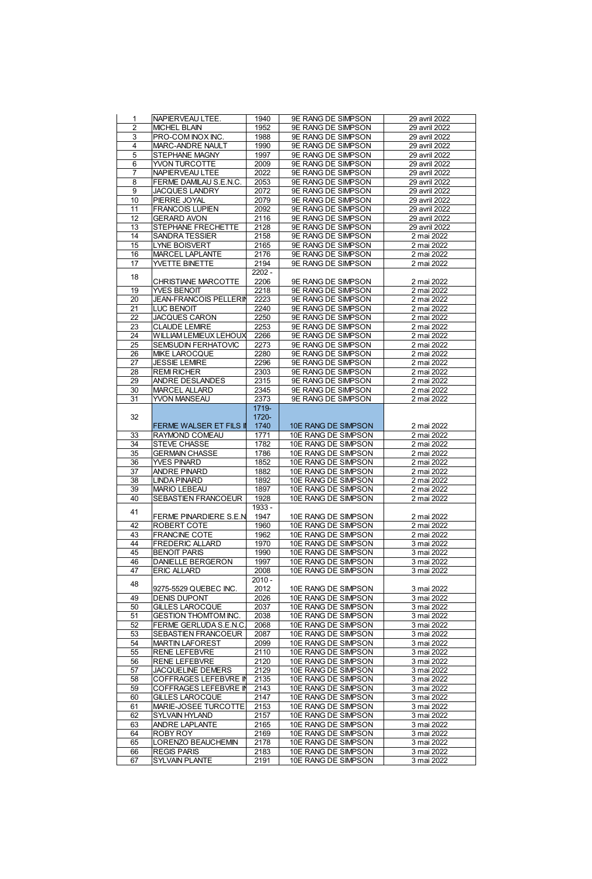| | | | | |
|---|---|---|---|---|
| 1 | NAPIERVEAU LTEE. | 1940 | 9E RANG DE SIMPSON | 29 avril 2022 |
| 2 | MICHEL BLAIN | 1952 | 9E RANG DE SIMPSON | 29 avril 2022 |
| 3 | PRO-COM INOX INC. | 1988 | 9E RANG DE SIMPSON | 29 avril 2022 |
| 4 | MARC-ANDRE NAULT | 1990 | 9E RANG DE SIMPSON | 29 avril 2022 |
| 5 | STEPHANE MAGNY | 1997 | 9E RANG DE SIMPSON | 29 avril 2022 |
| 6 | YVON TURCOTTE | 2009 | 9E RANG DE SIMPSON | 29 avril 2022 |
| 7 | NAPIERVEAU LTEE | 2022 | 9E RANG DE SIMPSON | 29 avril 2022 |
| 8 | FERME DAMILAU S.E.N.C. | 2053 | 9E RANG DE SIMPSON | 29 avril 2022 |
| 9 | JACQUES LANDRY | 2072 | 9E RANG DE SIMPSON | 29 avril 2022 |
| 10 | PIERRE JOYAL | 2079 | 9E RANG DE SIMPSON | 29 avril 2022 |
| 11 | FRANCOIS LUPIEN | 2092 | 9E RANG DE SIMPSON | 29 avril 2022 |
| 12 | GERARD AVON | 2116 | 9E RANG DE SIMPSON | 29 avril 2022 |
| 13 | STEPHANE FRECHETTE | 2128 | 9E RANG DE SIMPSON | 29 avril 2022 |
| 14 | SANDRA TESSIER | 2158 | 9E RANG DE SIMPSON | 2 mai 2022 |
| 15 | LYNE BOISVERT | 2165 | 9E RANG DE SIMPSON | 2 mai 2022 |
| 16 | MARCEL LAPLANTE | 2176 | 9E RANG DE SIMPSON | 2 mai 2022 |
| 17 | YVETTE BINETTE | 2194 | 9E RANG DE SIMPSON | 2 mai 2022 |
| 18 | CHRISTIANE MARCOTTE | 2202 - 2206 | 9E RANG DE SIMPSON | 2 mai 2022 |
| 19 | YVES BENOIT | 2218 | 9E RANG DE SIMPSON | 2 mai 2022 |
| 20 | JEAN-FRANCOIS PELLERIN | 2223 | 9E RANG DE SIMPSON | 2 mai 2022 |
| 21 | LUC BENOIT | 2240 | 9E RANG DE SIMPSON | 2 mai 2022 |
| 22 | JACQUES CARON | 2250 | 9E RANG DE SIMPSON | 2 mai 2022 |
| 23 | CLAUDE LEMIRE | 2253 | 9E RANG DE SIMPSON | 2 mai 2022 |
| 24 | WILLIAM LEMIEUX LEHOUX | 2266 | 9E RANG DE SIMPSON | 2 mai 2022 |
| 25 | SEMSUDIN FERHATOVIC | 2273 | 9E RANG DE SIMPSON | 2 mai 2022 |
| 26 | MIKE LAROCQUE | 2280 | 9E RANG DE SIMPSON | 2 mai 2022 |
| 27 | JESSIE LEMIRE | 2296 | 9E RANG DE SIMPSON | 2 mai 2022 |
| 28 | REMI RICHER | 2303 | 9E RANG DE SIMPSON | 2 mai 2022 |
| 29 | ANDRE DESLANDES | 2315 | 9E RANG DE SIMPSON | 2 mai 2022 |
| 30 | MARCEL ALLARD | 2345 | 9E RANG DE SIMPSON | 2 mai 2022 |
| 31 | YVON MANSEAU | 2373 | 9E RANG DE SIMPSON | 2 mai 2022 |
| 32 | FERME WALSER ET FILS I | 1719-1720-1740 | 10E RANG DE SIMPSON | 2 mai 2022 |
| 33 | RAYMOND COMEAU | 1771 | 10E RANG DE SIMPSON | 2 mai 2022 |
| 34 | STEVE CHASSE | 1782 | 10E RANG DE SIMPSON | 2 mai 2022 |
| 35 | GERMAIN CHASSE | 1786 | 10E RANG DE SIMPSON | 2 mai 2022 |
| 36 | YVES PINARD | 1852 | 10E RANG DE SIMPSON | 2 mai 2022 |
| 37 | ANDRE PINARD | 1882 | 10E RANG DE SIMPSON | 2 mai 2022 |
| 38 | LINDA PINARD | 1892 | 10E RANG DE SIMPSON | 2 mai 2022 |
| 39 | MARIO LEBEAU | 1897 | 10E RANG DE SIMPSON | 2 mai 2022 |
| 40 | SEBASTIEN FRANCOEUR | 1928 | 10E RANG DE SIMPSON | 2 mai 2022 |
| 41 | FERME PINARDIERE S.E.N | 1933 - 1947 | 10E RANG DE SIMPSON | 2 mai 2022 |
| 42 | ROBERT COTE | 1960 | 10E RANG DE SIMPSON | 2 mai 2022 |
| 43 | FRANCINE COTE | 1962 | 10E RANG DE SIMPSON | 2 mai 2022 |
| 44 | FREDERIC ALLARD | 1970 | 10E RANG DE SIMPSON | 3 mai 2022 |
| 45 | BENOIT PARIS | 1990 | 10E RANG DE SIMPSON | 3 mai 2022 |
| 46 | DANIELLE BERGERON | 1997 | 10E RANG DE SIMPSON | 3 mai 2022 |
| 47 | ERIC ALLARD | 2008 | 10E RANG DE SIMPSON | 3 mai 2022 |
| 48 | 9275-5529 QUEBEC INC. | 2010 - 2012 | 10E RANG DE SIMPSON | 3 mai 2022 |
| 49 | DENIS DUPONT | 2026 | 10E RANG DE SIMPSON | 3 mai 2022 |
| 50 | GILLES LAROCQUE | 2037 | 10E RANG DE SIMPSON | 3 mai 2022 |
| 51 | GESTION THOMTOM INC. | 2038 | 10E RANG DE SIMPSON | 3 mai 2022 |
| 52 | FERME GERLUDA S.E.N.C. | 2068 | 10E RANG DE SIMPSON | 3 mai 2022 |
| 53 | SEBASTIEN FRANCOEUR | 2087 | 10E RANG DE SIMPSON | 3 mai 2022 |
| 54 | MARTIN LAFOREST | 2099 | 10E RANG DE SIMPSON | 3 mai 2022 |
| 55 | RENE LEFEBVRE | 2110 | 10E RANG DE SIMPSON | 3 mai 2022 |
| 56 | RENE LEFEBVRE | 2120 | 10E RANG DE SIMPSON | 3 mai 2022 |
| 57 | JACQUELINE DEMERS | 2129 | 10E RANG DE SIMPSON | 3 mai 2022 |
| 58 | COFFRAGES LEFEBVRE IN | 2135 | 10E RANG DE SIMPSON | 3 mai 2022 |
| 59 | COFFRAGES LEFEBVRE IN | 2143 | 10E RANG DE SIMPSON | 3 mai 2022 |
| 60 | GILLES LAROCQUE | 2147 | 10E RANG DE SIMPSON | 3 mai 2022 |
| 61 | MARIE-JOSEE TURCOTTE | 2153 | 10E RANG DE SIMPSON | 3 mai 2022 |
| 62 | SYLVAIN HYLAND | 2157 | 10E RANG DE SIMPSON | 3 mai 2022 |
| 63 | ANDRE LAPLANTE | 2165 | 10E RANG DE SIMPSON | 3 mai 2022 |
| 64 | ROBY ROY | 2169 | 10E RANG DE SIMPSON | 3 mai 2022 |
| 65 | LORENZO BEAUCHEMIN | 2178 | 10E RANG DE SIMPSON | 3 mai 2022 |
| 66 | REGIS PARIS | 2183 | 10E RANG DE SIMPSON | 3 mai 2022 |
| 67 | SYLVAIN PLANTE | 2191 | 10E RANG DE SIMPSON | 3 mai 2022 |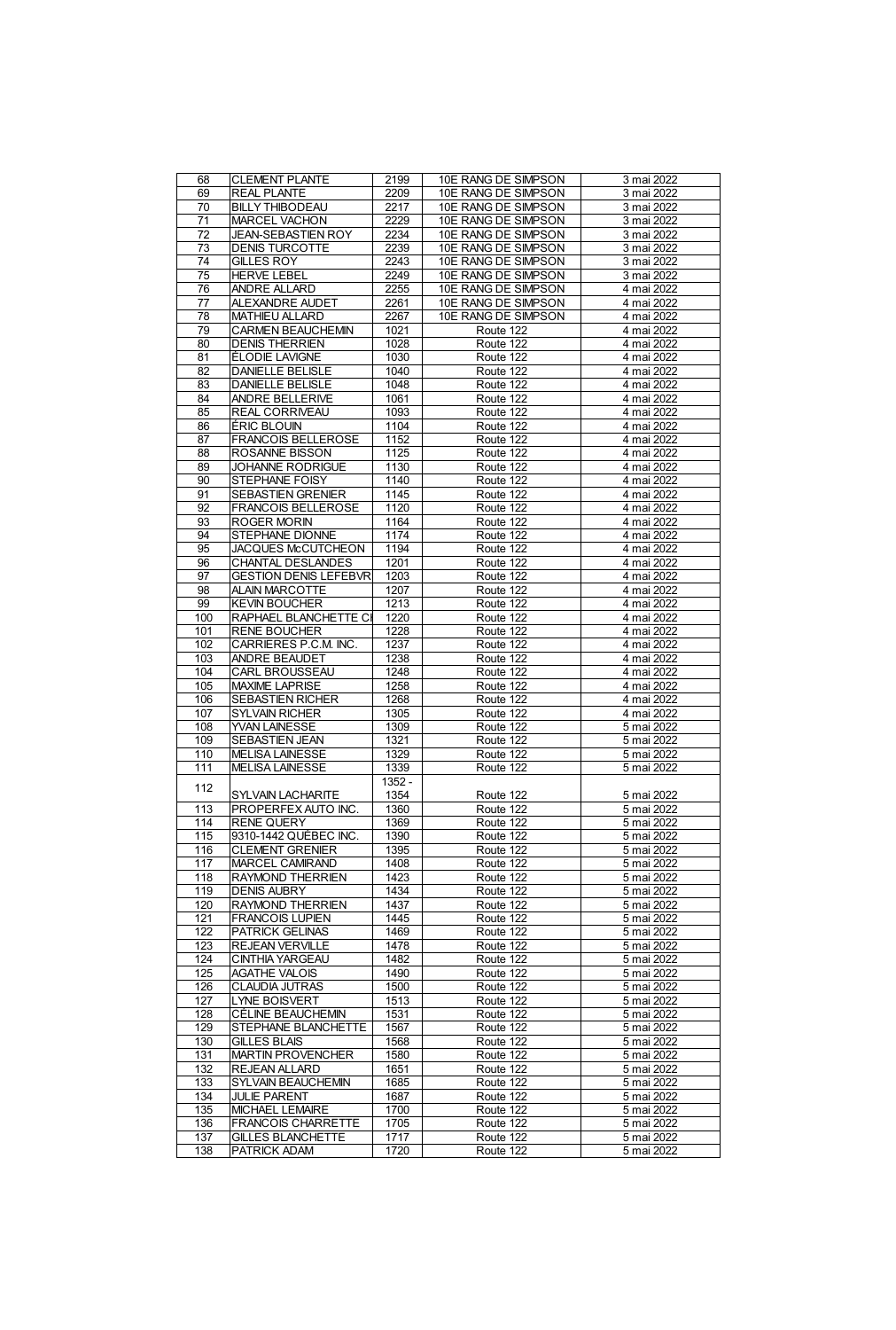| 68 | CLEMENT PLANTE | 2199 | 10E RANG DE SIMPSON | 3 mai 2022 |
|---|---|---|---|---|
| 69 | REAL PLANTE | 2209 | 10E RANG DE SIMPSON | 3 mai 2022 |
| 70 | BILLY THIBODEAU | 2217 | 10E RANG DE SIMPSON | 3 mai 2022 |
| 71 | MARCEL VACHON | 2229 | 10E RANG DE SIMPSON | 3 mai 2022 |
| 72 | JEAN-SEBASTIEN ROY | 2234 | 10E RANG DE SIMPSON | 3 mai 2022 |
| 73 | DENIS TURCOTTE | 2239 | 10E RANG DE SIMPSON | 3 mai 2022 |
| 74 | GILLES ROY | 2243 | 10E RANG DE SIMPSON | 3 mai 2022 |
| 75 | HERVE LEBEL | 2249 | 10E RANG DE SIMPSON | 3 mai 2022 |
| 76 | ANDRE ALLARD | 2255 | 10E RANG DE SIMPSON | 4 mai 2022 |
| 77 | ALEXANDRE AUDET | 2261 | 10E RANG DE SIMPSON | 4 mai 2022 |
| 78 | MATHIEU ALLARD | 2267 | 10E RANG DE SIMPSON | 4 mai 2022 |
| 79 | CARMEN BEAUCHEMIN | 1021 | Route 122 | 4 mai 2022 |
| 80 | DENIS THERRIEN | 1028 | Route 122 | 4 mai 2022 |
| 81 | ÉLODIE LAVIGNE | 1030 | Route 122 | 4 mai 2022 |
| 82 | DANIELLE BELISLE | 1040 | Route 122 | 4 mai 2022 |
| 83 | DANIELLE BELISLE | 1048 | Route 122 | 4 mai 2022 |
| 84 | ANDRE BELLERIVE | 1061 | Route 122 | 4 mai 2022 |
| 85 | REAL CORRIVEAU | 1093 | Route 122 | 4 mai 2022 |
| 86 | ÉRIC BLOUIN | 1104 | Route 122 | 4 mai 2022 |
| 87 | FRANCOIS BELLEROSE | 1152 | Route 122 | 4 mai 2022 |
| 88 | ROSANNE BISSON | 1125 | Route 122 | 4 mai 2022 |
| 89 | JOHANNE RODRIGUE | 1130 | Route 122 | 4 mai 2022 |
| 90 | STEPHANE FOISY | 1140 | Route 122 | 4 mai 2022 |
| 91 | SEBASTIEN GRENIER | 1145 | Route 122 | 4 mai 2022 |
| 92 | FRANCOIS BELLEROSE | 1120 | Route 122 | 4 mai 2022 |
| 93 | ROGER MORIN | 1164 | Route 122 | 4 mai 2022 |
| 94 | STEPHANE DIONNE | 1174 | Route 122 | 4 mai 2022 |
| 95 | JACQUES McCUTCHEON | 1194 | Route 122 | 4 mai 2022 |
| 96 | CHANTAL DESLANDES | 1201 | Route 122 | 4 mai 2022 |
| 97 | GESTION DENIS LEFEBVR | 1203 | Route 122 | 4 mai 2022 |
| 98 | ALAIN MARCOTTE | 1207 | Route 122 | 4 mai 2022 |
| 99 | KEVIN BOUCHER | 1213 | Route 122 | 4 mai 2022 |
| 100 | RAPHAEL BLANCHETTE CI | 1220 | Route 122 | 4 mai 2022 |
| 101 | RENE BOUCHER | 1228 | Route 122 | 4 mai 2022 |
| 102 | CARRIERES P.C.M. INC. | 1237 | Route 122 | 4 mai 2022 |
| 103 | ANDRE BEAUDET | 1238 | Route 122 | 4 mai 2022 |
| 104 | CARL BROUSSEAU | 1248 | Route 122 | 4 mai 2022 |
| 105 | MAXIME LAPRISE | 1258 | Route 122 | 4 mai 2022 |
| 106 | SEBASTIEN RICHER | 1268 | Route 122 | 4 mai 2022 |
| 107 | SYLVAIN RICHER | 1305 | Route 122 | 4 mai 2022 |
| 108 | YVAN LAINESSE | 1309 | Route 122 | 5 mai 2022 |
| 109 | SEBASTIEN JEAN | 1321 | Route 122 | 5 mai 2022 |
| 110 | MELISA LAINESSE | 1329 | Route 122 | 5 mai 2022 |
| 111 | MELISA LAINESSE | 1339 | Route 122 | 5 mai 2022 |
| 112 | SYLVAIN LACHARITE | 1352 - 1354 | Route 122 | 5 mai 2022 |
| 113 | PROPERFEX AUTO INC. | 1360 | Route 122 | 5 mai 2022 |
| 114 | RENE QUERY | 1369 | Route 122 | 5 mai 2022 |
| 115 | 9310-1442 QUÉBEC INC. | 1390 | Route 122 | 5 mai 2022 |
| 116 | CLEMENT GRENIER | 1395 | Route 122 | 5 mai 2022 |
| 117 | MARCEL CAMIRAND | 1408 | Route 122 | 5 mai 2022 |
| 118 | RAYMOND THERRIEN | 1423 | Route 122 | 5 mai 2022 |
| 119 | DENIS AUBRY | 1434 | Route 122 | 5 mai 2022 |
| 120 | RAYMOND THERRIEN | 1437 | Route 122 | 5 mai 2022 |
| 121 | FRANCOIS LUPIEN | 1445 | Route 122 | 5 mai 2022 |
| 122 | PATRICK GELINAS | 1469 | Route 122 | 5 mai 2022 |
| 123 | REJEAN VERVILLE | 1478 | Route 122 | 5 mai 2022 |
| 124 | CINTHIA YARGEAU | 1482 | Route 122 | 5 mai 2022 |
| 125 | AGATHE VALOIS | 1490 | Route 122 | 5 mai 2022 |
| 126 | CLAUDIA JUTRAS | 1500 | Route 122 | 5 mai 2022 |
| 127 | LYNE BOISVERT | 1513 | Route 122 | 5 mai 2022 |
| 128 | CÉLINE BEAUCHEMIN | 1531 | Route 122 | 5 mai 2022 |
| 129 | STEPHANE BLANCHETTE | 1567 | Route 122 | 5 mai 2022 |
| 130 | GILLES BLAIS | 1568 | Route 122 | 5 mai 2022 |
| 131 | MARTIN PROVENCHER | 1580 | Route 122 | 5 mai 2022 |
| 132 | REJEAN ALLARD | 1651 | Route 122 | 5 mai 2022 |
| 133 | SYLVAIN BEAUCHEMIN | 1685 | Route 122 | 5 mai 2022 |
| 134 | JULIE PARENT | 1687 | Route 122 | 5 mai 2022 |
| 135 | MICHAEL LEMAIRE | 1700 | Route 122 | 5 mai 2022 |
| 136 | FRANCOIS CHARRETTE | 1705 | Route 122 | 5 mai 2022 |
| 137 | GILLES BLANCHETTE | 1717 | Route 122 | 5 mai 2022 |
| 138 | PATRICK ADAM | 1720 | Route 122 | 5 mai 2022 |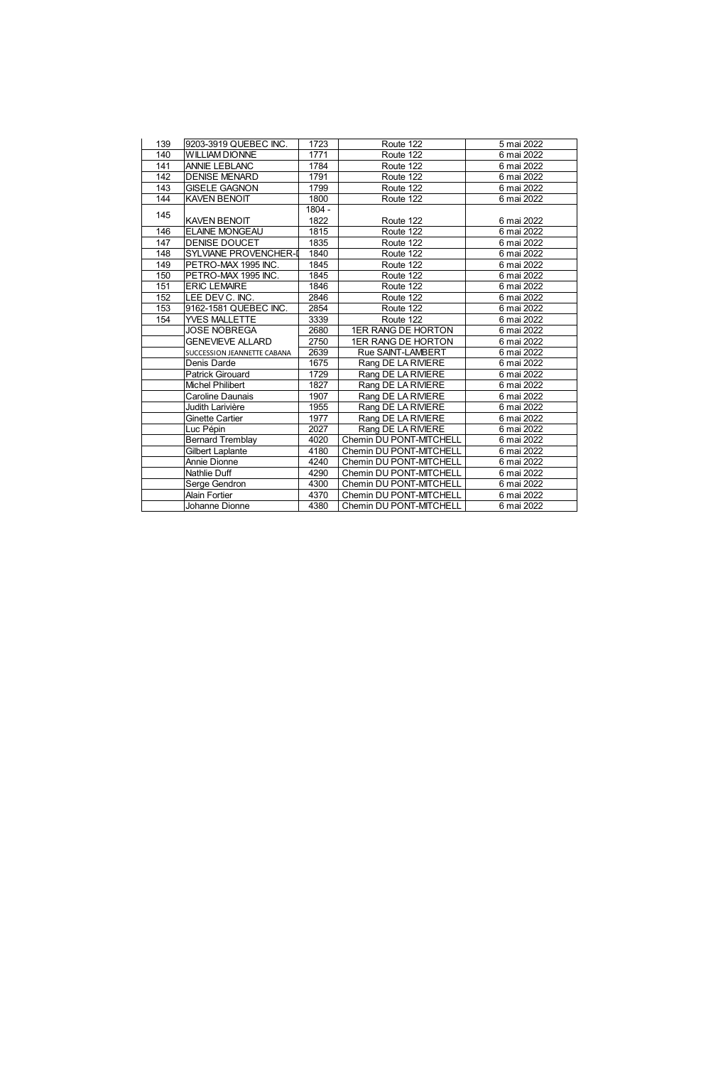| | | | | |
|---|---|---|---|---|
| 139 | 9203-3919 QUEBEC INC. | 1723 | Route 122 | 5 mai 2022 |
| 140 | WILLIAM DIONNE | 1771 | Route 122 | 6 mai 2022 |
| 141 | ANNIE LEBLANC | 1784 | Route 122 | 6 mai 2022 |
| 142 | DENISE MENARD | 1791 | Route 122 | 6 mai 2022 |
| 143 | GISELE GAGNON | 1799 | Route 122 | 6 mai 2022 |
| 144 | KAVEN BENOIT | 1800 | Route 122 | 6 mai 2022 |
| 145 | KAVEN BENOIT | 1804 - 1822 | Route 122 | 6 mai 2022 |
| 146 | ELAINE MONGEAU | 1815 | Route 122 | 6 mai 2022 |
| 147 | DENISE DOUCET | 1835 | Route 122 | 6 mai 2022 |
| 148 | SYLVIANE PROVENCHER-I | 1840 | Route 122 | 6 mai 2022 |
| 149 | PETRO-MAX 1995 INC. | 1845 | Route 122 | 6 mai 2022 |
| 150 | PETRO-MAX 1995 INC. | 1845 | Route 122 | 6 mai 2022 |
| 151 | ERIC LEMAIRE | 1846 | Route 122 | 6 mai 2022 |
| 152 | LEE DEV C. INC. | 2846 | Route 122 | 6 mai 2022 |
| 153 | 9162-1581 QUEBEC INC. | 2854 | Route 122 | 6 mai 2022 |
| 154 | YVES MALLETTE | 3339 | Route 122 | 6 mai 2022 |
| | JOSE NOBREGA | 2680 | 1ER RANG DE HORTON | 6 mai 2022 |
| | GENEVIEVE ALLARD | 2750 | 1ER RANG DE HORTON | 6 mai 2022 |
| | SUCCESSION JEANNETTE CABANA | 2639 | Rue SAINT-LAMBERT | 6 mai 2022 |
| | Denis Darde | 1675 | Rang DE LA RIVIERE | 6 mai 2022 |
| | Patrick Girouard | 1729 | Rang DE LA RIVIERE | 6 mai 2022 |
| | Michel Philibert | 1827 | Rang DE LA RIVIERE | 6 mai 2022 |
| | Caroline Daunais | 1907 | Rang DE LA RIVIERE | 6 mai 2022 |
| | Judith Larivière | 1955 | Rang DE LA RIVIERE | 6 mai 2022 |
| | Ginette Cartier | 1977 | Rang DE LA RIVIERE | 6 mai 2022 |
| | Luc Pépin | 2027 | Rang DE LA RIVIERE | 6 mai 2022 |
| | Bernard Tremblay | 4020 | Chemin DU PONT-MITCHELL | 6 mai 2022 |
| | Gilbert Laplante | 4180 | Chemin DU PONT-MITCHELL | 6 mai 2022 |
| | Annie Dionne | 4240 | Chemin DU PONT-MITCHELL | 6 mai 2022 |
| | Nathlie Duff | 4290 | Chemin DU PONT-MITCHELL | 6 mai 2022 |
| | Serge Gendron | 4300 | Chemin DU PONT-MITCHELL | 6 mai 2022 |
| | Alain Fortier | 4370 | Chemin DU PONT-MITCHELL | 6 mai 2022 |
| | Johanne Dionne | 4380 | Chemin DU PONT-MITCHELL | 6 mai 2022 |